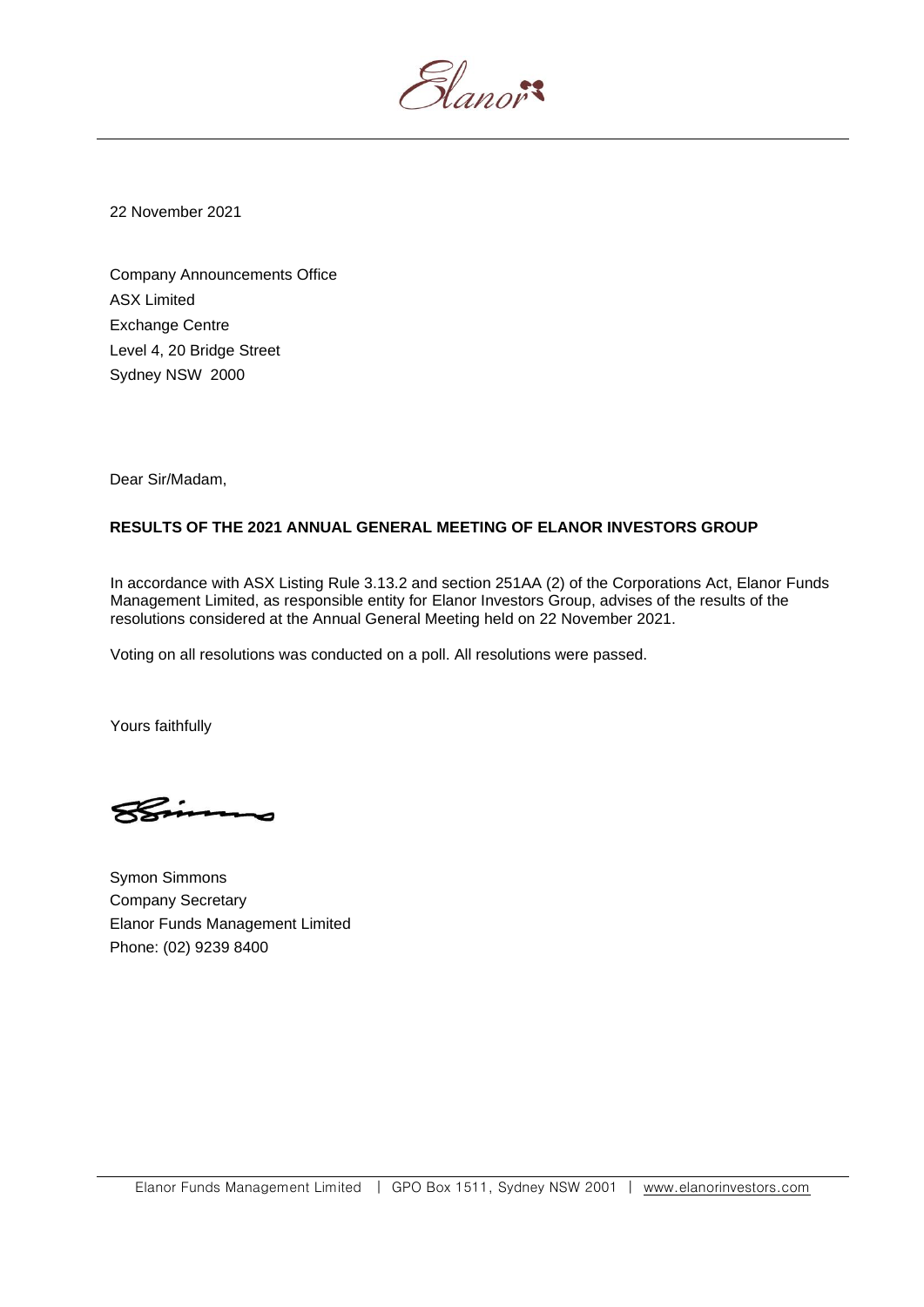22 November 2021

Company Announcements Office
ASX Limited
Exchange Centre
Level 4, 20 Bridge Street
Sydney NSW 2000

Dear Sir/Madam,

**RESULTS OF THE 2021 ANNUAL GENERAL MEETING OF ELANOR INVESTORS GROUP**

In accordance with ASX Listing Rule 3.13.2 and section 251AA (2) of the Corporations Act, Elanor Funds Management Limited, as responsible entity for Elanor Investors Group, advises of the results of the resolutions considered at the Annual General Meeting held on 22 November 2021.

Voting on all resolutions was conducted on a poll. All resolutions were passed.

Yours faithfully

Symon Simmons
Company Secretary
Elanor Funds Management Limited
Phone: (02) 9239 8400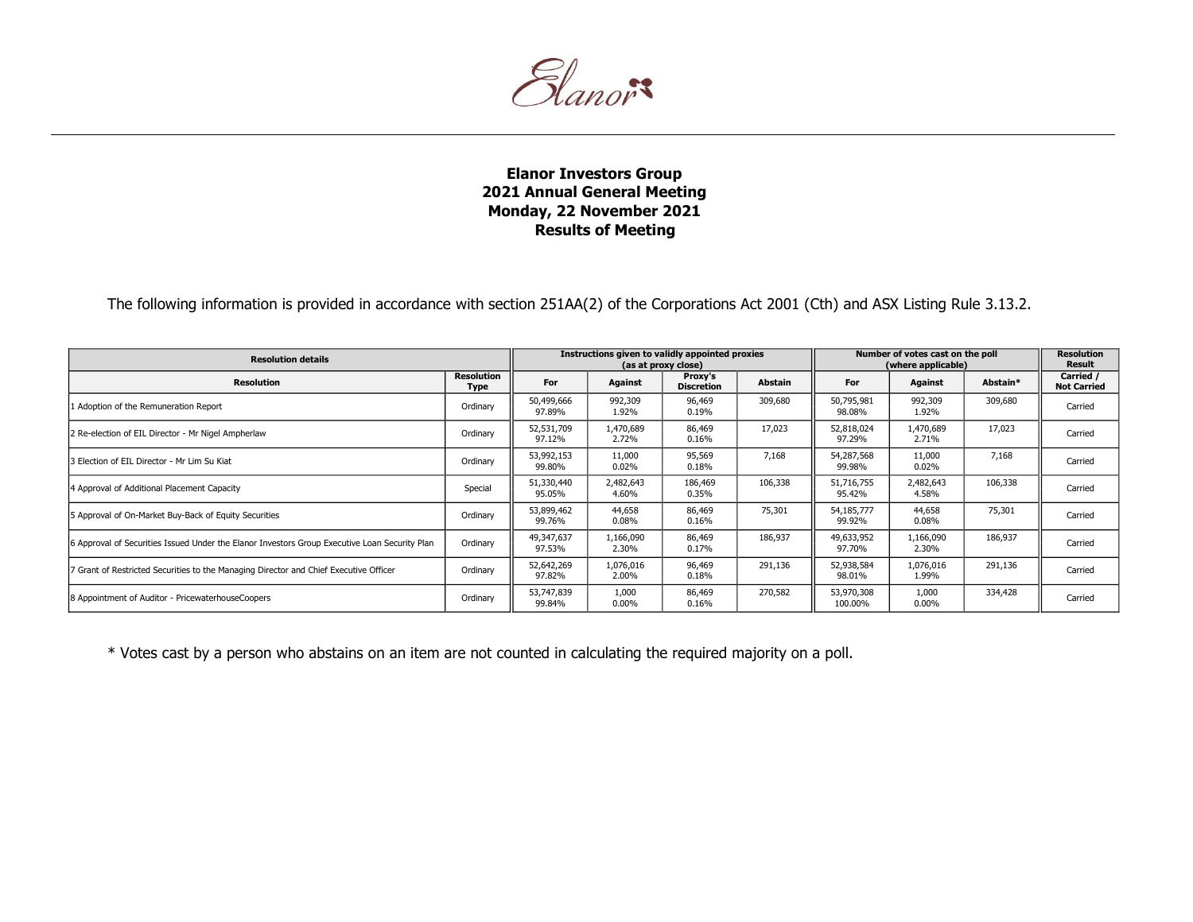**Elanor Investors Group**
**2021 Annual General Meeting**
**Monday, 22 November 2021**
**Results of Meeting**

The following information is provided in accordance with section 251AA(2) of the Corporations Act 2001 (Cth) and ASX Listing Rule 3.13.2.

| Resolution details | | Instructions given to validly appointed proxies (as at proxy close) | | | | Number of votes cast on the poll (where applicable) | | | Resolution Result |
|---|---|---|---|---|---|---|---|---|---|
| **Resolution** | **Resolution Type** | **For** | **Against** | **Proxy's Discretion** | **Abstain** | **For** | **Against** | **Abstain*** | **Carried / Not Carried** |
| 1 Adoption of the Remuneration Report | Ordinary | 50,499,666 97.89% | 992,309 1.92% | 96,469 0.19% | 309,680 | 50,795,981 98.08% | 992,309 1.92% | 309,680 | Carried |
| 2 Re-election of EIL Director - Mr Nigel Ampherlaw | Ordinary | 52,531,709 97.12% | 1,470,689 2.72% | 86,469 0.16% | 17,023 | 52,818,024 97.29% | 1,470,689 2.71% | 17,023 | Carried |
| 3 Election of EIL Director - Mr Lim Su Kiat | Ordinary | 53,992,153 99.80% | 11,000 0.02% | 95,569 0.18% | 7,168 | 54,287,568 99.98% | 11,000 0.02% | 7,168 | Carried |
| 4 Approval of Additional Placement Capacity | Special | 51,330,440 95.05% | 2,482,643 4.60% | 186,469 0.35% | 106,338 | 51,716,755 95.42% | 2,482,643 4.58% | 106,338 | Carried |
| 5 Approval of On-Market Buy-Back of Equity Securities | Ordinary | 53,899,462 99.76% | 44,658 0.08% | 86,469 0.16% | 75,301 | 54,185,777 99.92% | 44,658 0.08% | 75,301 | Carried |
| 6 Approval of Securities Issued Under the Elanor Investors Group Executive Loan Security Plan | Ordinary | 49,347,637 97.53% | 1,166,090 2.30% | 86,469 0.17% | 186,937 | 49,633,952 97.70% | 1,166,090 2.30% | 186,937 | Carried |
| 7 Grant of Restricted Securities to the Managing Director and Chief Executive Officer | Ordinary | 52,642,269 97.82% | 1,076,016 2.00% | 96,469 0.18% | 291,136 | 52,938,584 98.01% | 1,076,016 1.99% | 291,136 | Carried |
| 8 Appointment of Auditor - PricewaterhouseCoopers | Ordinary | 53,747,839 99.84% | 1,000 0.00% | 86,469 0.16% | 270,582 | 53,970,308 100.00% | 1,000 0.00% | 334,428 | Carried |

* Votes cast by a person who abstains on an item are not counted in calculating the required majority on a poll.